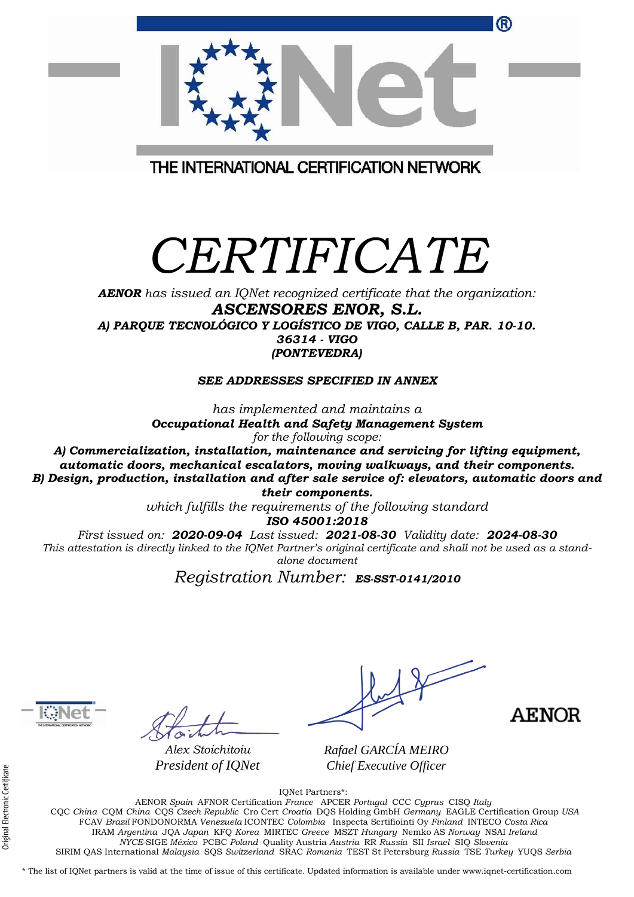THE INTERNATIONAL CERTIFICATION NETWORK

# CERTIFICATE

***AENOR*** *has issued an IQNet recognized certificate that the organization:*

***ASCENSORES ENOR, S.L.***

***A) PARQUE TECNOLÓGICO Y LOGÍSTICO DE VIGO, CALLE B, PAR. 10-10.***
***36314 - VIGO***
***(PONTEVEDRA)***

***SEE ADDRESSES SPECIFIED IN ANNEX***

*has implemented and maintains a*

***Occupational Health and Safety Management System***

*for the following scope:*

***A) Commercialization, installation, maintenance and servicing for lifting equipment, automatic doors, mechanical escalators, moving walkways, and their components.***
***B) Design, production, installation and after sale service of: elevators, automatic doors and their components.***

*which fulfills the requirements of the following standard*

***ISO 45001:2018***

*First issued on:* ***2020-09-04*** *Last issued:* ***2021-08-30*** *Validity date:* ***2024-08-30***

*This attestation is directly linked to the IQNet Partner's original certificate and shall not be used as a stand-alone document*

*Registration Number:* ***ES-SST-0141/2010***

*Alex Stoichitoiu*
*President of IQNet*

*Rafael GARCÍA MEIRO*
*Chief Executive Officer*

AENOR

IQNet Partners*:

AENOR *Spain* AFNOR Certification *France* APCER *Portugal* CCC *Cyprus* CISQ *Italy*
CQC *China* CQM *China* CQS *Czech Republic* Cro Cert *Croatia* DQS Holding GmbH *Germany* EAGLE Certification Group *USA*
FCAV *Brazil* FONDONORMA *Venezuela* ICONTEC *Colombia* Inspecta Sertifiointi Oy *Finland* INTECO *Costa Rica*
IRAM *Argentina* JQA *Japan* KFQ *Korea* MIRTEC *Greece* MSZT *Hungary* Nemko AS *Norway* NSAI *Ireland*
*NYCE*-SIGE *México* PCBC *Poland* Quality Austria *Austria* RR *Russia* SII *Israel* SIQ *Slovenia*
SIRIM QAS International *Malaysia* SQS *Switzerland* SRAC *Romania* TEST St Petersburg *Russia* TSE *Turkey* YUQS *Serbia*

\* The list of IQNet partners is valid at the time of issue of this certificate. Updated information is available under www.iqnet-certification.com

Original Electronic Certificate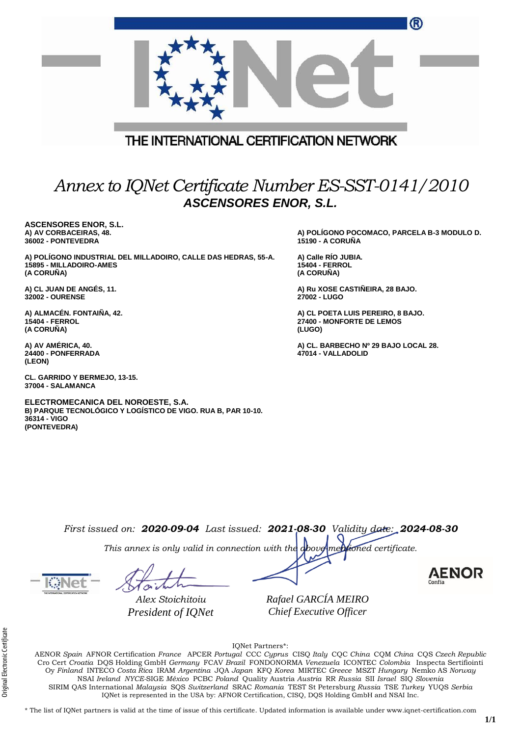THE INTERNATIONAL CERTIFICATION NETWORK

# *Annex to IQNet Certificate Number ES-SST-0141/2010*

## ***ASCENSORES ENOR, S.L.***

**ASCENSORES ENOR, S.L.**
**A) AV CORBACEIRAS, 48.**
**36002 - PONTEVEDRA**

**A) POLÍGONO INDUSTRIAL DEL MILLADOIRO, CALLE DAS HEDRAS, 55-A.**
**15895 - MILLADOIRO-AMES**
**(A CORUÑA)**

**A) CL JUAN DE ANGÉS, 11.**
**32002 - OURENSE**

**A) ALMACÉN. FONTAIÑA, 42.**
**15404 - FERROL**
**(A CORUÑA)**

**A) AV AMÉRICA, 40.**
**24400 - PONFERRADA**
**(LEON)**

**CL. GARRIDO Y BERMEJO, 13-15.**
**37004 - SALAMANCA**

**A) POLÍGONO POCOMACO, PARCELA B-3 MODULO D.**
**15190 - A CORUÑA**

**A) Calle RÍO JUBIA.**
**15404 - FERROL**
**(A CORUÑA)**

**A) Ru XOSE CASTIÑEIRA, 28 BAJO.**
**27002 - LUGO**

**A) CL POETA LUIS PEREIRO, 8 BAJO.**
**27400 - MONFORTE DE LEMOS**
**(LUGO)**

**A) CL. BARBECHO Nº 29 BAJO LOCAL 28.**
**47014 - VALLADOLID**

**ELECTROMECANICA DEL NOROESTE, S.A.**
**B) PARQUE TECNOLÓGICO Y LOGÍSTICO DE VIGO. RUA B, PAR 10-10.**
**36314 - VIGO**
**(PONTEVEDRA)**

*First issued on:* ***2020-09-04*** *Last issued:* ***2021-08-30*** *Validity date:* ***2024-08-30***

*This annex is only valid in connection with the above-mentioned certificate.*

*Alex Stoichitoiu*
*President of IQNet*

*Rafael GARCÍA MEIRO*
*Chief Executive Officer*

AENOR Confía

IQNet Partners*:

AENOR *Spain* AFNOR Certification *France* APCER *Portugal* CCC *Cyprus* CISQ *Italy* CQC *China* CQM *China* CQS *Czech Republic* Cro Cert *Croatia* DQS Holding GmbH *Germany* FCAV *Brazil* FONDONORMA *Venezuela* ICONTEC *Colombia* Inspecta Sertifiointi Oy *Finland* INTECO *Costa Rica* IRAM *Argentina* JQA *Japan* KFQ *Korea* MIRTEC *Greece* MSZT *Hungary* Nemko AS *Norway* NSAI *Ireland* *NYCE*-SIGE *México* PCBC *Poland* Quality Austria *Austria* RR *Russia* SII *Israel* SIQ *Slovenia* SIRIM QAS International *Malaysia* SQS *Switzerland* SRAC *Romania* TEST St Petersburg *Russia* TSE *Turkey* YUQS *Serbia*
IQNet is represented in the USA by: AFNOR Certification, CISQ, DQS Holding GmbH and NSAI Inc.

\* The list of IQNet partners is valid at the time of issue of this certificate. Updated information is available under www.iqnet-certification.com

Original Electronic Certificate